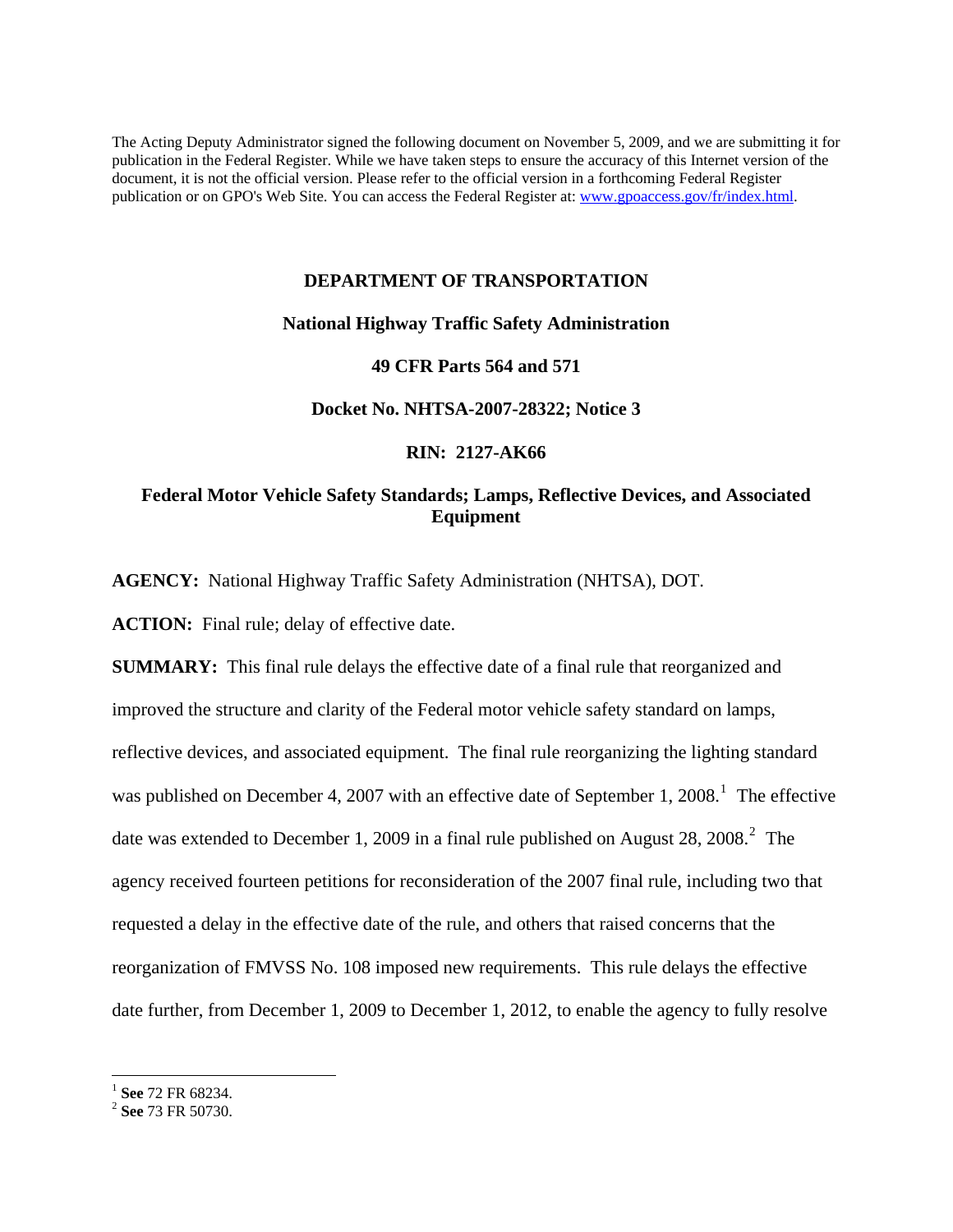The Acting Deputy Administrator signed the following document on November 5, 2009, and we are submitting it for publication in the Federal Register. While we have taken steps to ensure the accuracy of this Internet version of the document, it is not the official version. Please refer to the official version in a forthcoming Federal Register publication or on GPO's Web Site. You can access the Federal Register at: www.gpoaccess.gov/fr/index.html.

**DEPARTMENT OF TRANSPORTATION**

**National Highway Traffic Safety Administration**

**49 CFR Parts 564 and 571**

**Docket No. NHTSA-2007-28322; Notice 3**

**RIN: 2127-AK66**

**Federal Motor Vehicle Safety Standards; Lamps, Reflective Devices, and Associated Equipment**

**AGENCY:** National Highway Traffic Safety Administration (NHTSA), DOT.

**ACTION:** Final rule; delay of effective date.

**SUMMARY:** This final rule delays the effective date of a final rule that reorganized and improved the structure and clarity of the Federal motor vehicle safety standard on lamps, reflective devices, and associated equipment. The final rule reorganizing the lighting standard was published on December 4, 2007 with an effective date of September 1, 2008.[1] The effective date was extended to December 1, 2009 in a final rule published on August 28, 2008.[2] The agency received fourteen petitions for reconsideration of the 2007 final rule, including two that requested a delay in the effective date of the rule, and others that raised concerns that the reorganization of FMVSS No. 108 imposed new requirements. This rule delays the effective date further, from December 1, 2009 to December 1, 2012, to enable the agency to fully resolve

[1] **See** 72 FR 68234.

[2] **See** 73 FR 50730.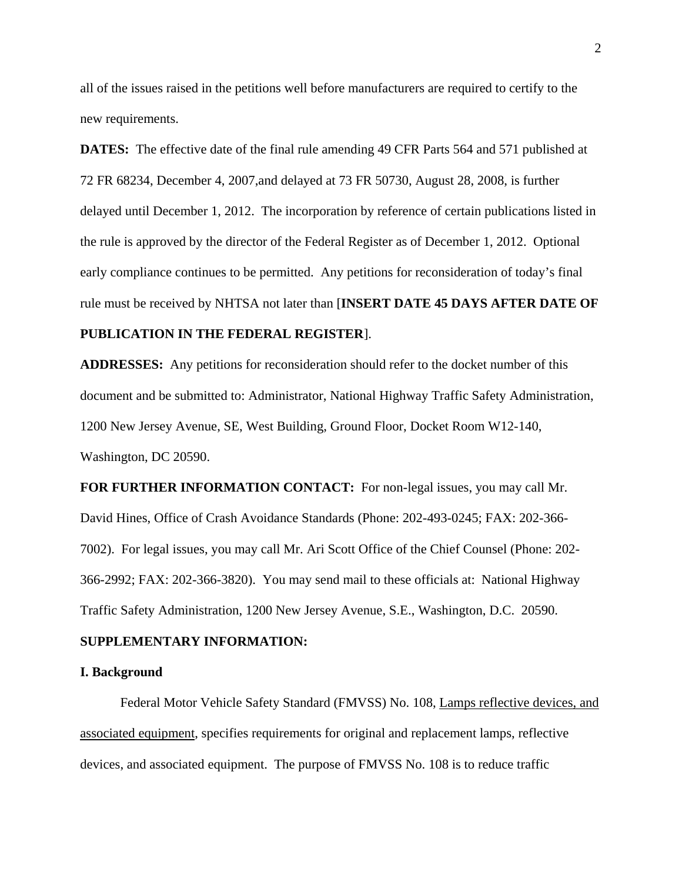all of the issues raised in the petitions well before manufacturers are required to certify to the new requirements.

**DATES:** The effective date of the final rule amending 49 CFR Parts 564 and 571 published at 72 FR 68234, December 4, 2007,and delayed at 73 FR 50730, August 28, 2008, is further delayed until December 1, 2012. The incorporation by reference of certain publications listed in the rule is approved by the director of the Federal Register as of December 1, 2012. Optional early compliance continues to be permitted. Any petitions for reconsideration of today's final rule must be received by NHTSA not later than [**INSERT DATE 45 DAYS AFTER DATE OF PUBLICATION IN THE FEDERAL REGISTER**].

**ADDRESSES:** Any petitions for reconsideration should refer to the docket number of this document and be submitted to: Administrator, National Highway Traffic Safety Administration, 1200 New Jersey Avenue, SE, West Building, Ground Floor, Docket Room W12-140, Washington, DC 20590.

**FOR FURTHER INFORMATION CONTACT:** For non-legal issues, you may call Mr. David Hines, Office of Crash Avoidance Standards (Phone: 202-493-0245; FAX: 202-366-7002). For legal issues, you may call Mr. Ari Scott Office of the Chief Counsel (Phone: 202-366-2992; FAX: 202-366-3820). You may send mail to these officials at: National Highway Traffic Safety Administration, 1200 New Jersey Avenue, S.E., Washington, D.C. 20590.

**SUPPLEMENTARY INFORMATION:**

**I. Background**

Federal Motor Vehicle Safety Standard (FMVSS) No. 108, Lamps reflective devices, and associated equipment, specifies requirements for original and replacement lamps, reflective devices, and associated equipment. The purpose of FMVSS No. 108 is to reduce traffic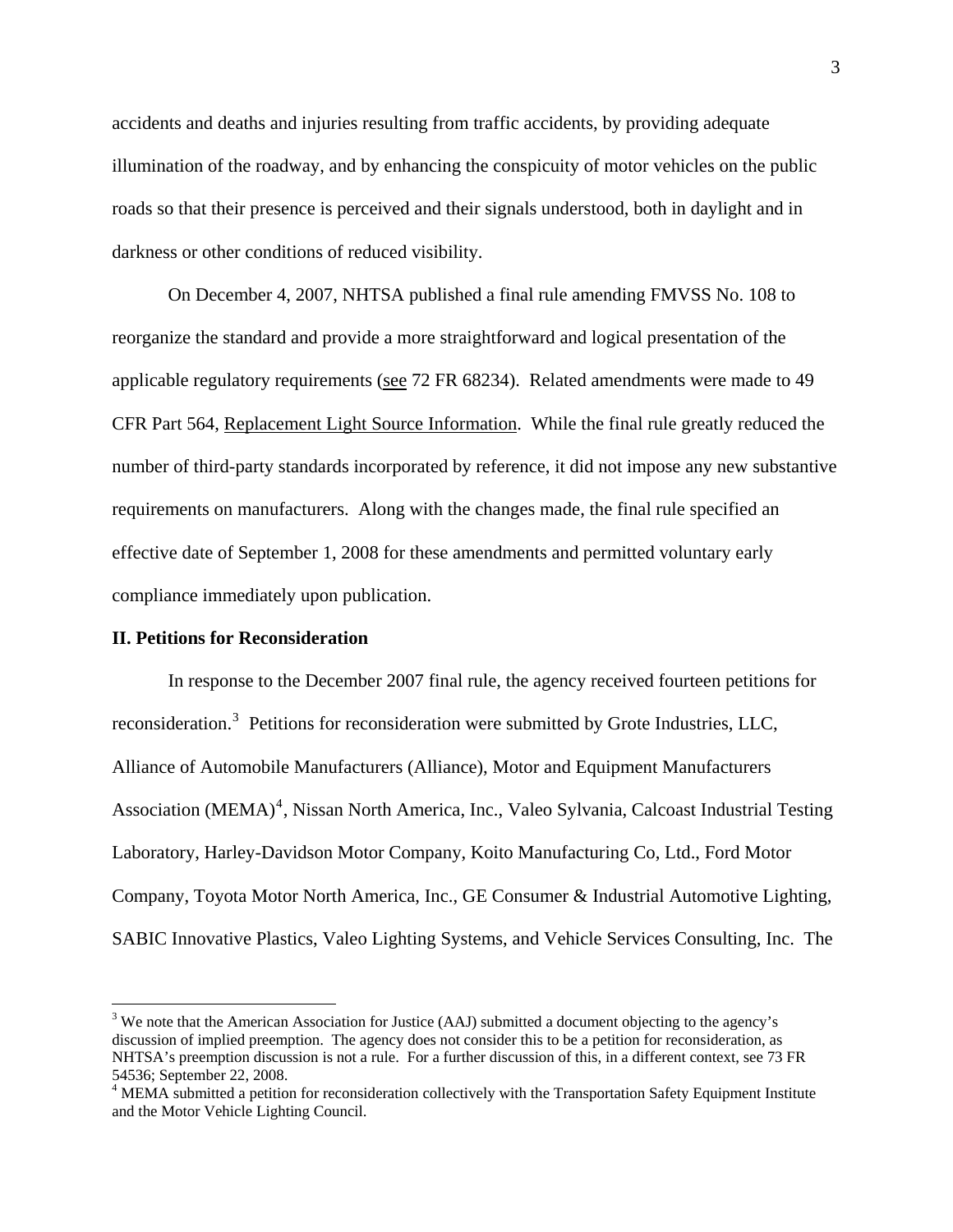accidents and deaths and injuries resulting from traffic accidents, by providing adequate illumination of the roadway, and by enhancing the conspicuity of motor vehicles on the public roads so that their presence is perceived and their signals understood, both in daylight and in darkness or other conditions of reduced visibility.

On December 4, 2007, NHTSA published a final rule amending FMVSS No. 108 to reorganize the standard and provide a more straightforward and logical presentation of the applicable regulatory requirements (see 72 FR 68234). Related amendments were made to 49 CFR Part 564, Replacement Light Source Information. While the final rule greatly reduced the number of third-party standards incorporated by reference, it did not impose any new substantive requirements on manufacturers. Along with the changes made, the final rule specified an effective date of September 1, 2008 for these amendments and permitted voluntary early compliance immediately upon publication.

## II. Petitions for Reconsideration

In response to the December 2007 final rule, the agency received fourteen petitions for reconsideration.[3] Petitions for reconsideration were submitted by Grote Industries, LLC, Alliance of Automobile Manufacturers (Alliance), Motor and Equipment Manufacturers Association (MEMA)[4], Nissan North America, Inc., Valeo Sylvania, Calcoast Industrial Testing Laboratory, Harley-Davidson Motor Company, Koito Manufacturing Co, Ltd., Ford Motor Company, Toyota Motor North America, Inc., GE Consumer & Industrial Automotive Lighting, SABIC Innovative Plastics, Valeo Lighting Systems, and Vehicle Services Consulting, Inc. The

---

[3] We note that the American Association for Justice (AAJ) submitted a document objecting to the agency's discussion of implied preemption. The agency does not consider this to be a petition for reconsideration, as NHTSA's preemption discussion is not a rule. For a further discussion of this, in a different context, see 73 FR 54536; September 22, 2008.

[4] MEMA submitted a petition for reconsideration collectively with the Transportation Safety Equipment Institute and the Motor Vehicle Lighting Council.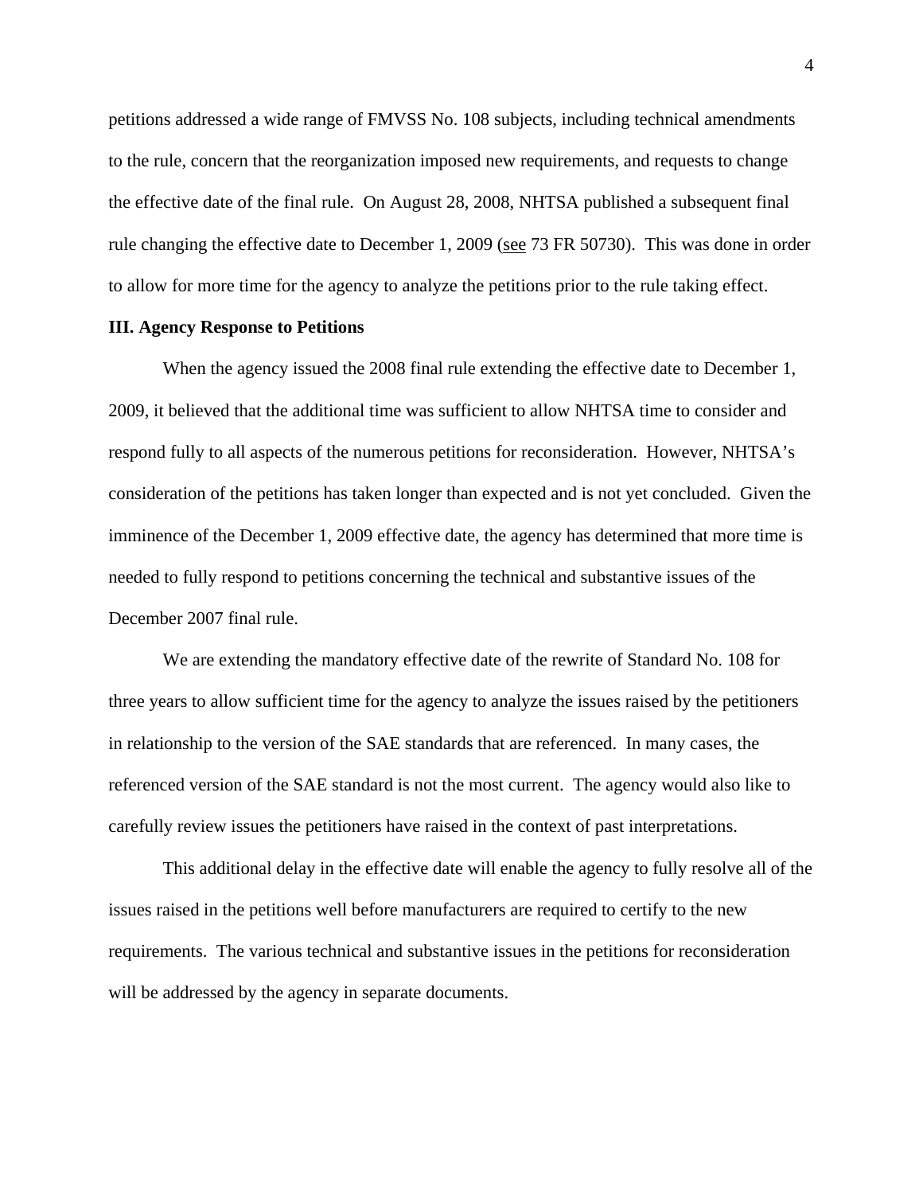petitions addressed a wide range of FMVSS No. 108 subjects, including technical amendments to the rule, concern that the reorganization imposed new requirements, and requests to change the effective date of the final rule. On August 28, 2008, NHTSA published a subsequent final rule changing the effective date to December 1, 2009 (see 73 FR 50730). This was done in order to allow for more time for the agency to analyze the petitions prior to the rule taking effect.

**III. Agency Response to Petitions**

When the agency issued the 2008 final rule extending the effective date to December 1, 2009, it believed that the additional time was sufficient to allow NHTSA time to consider and respond fully to all aspects of the numerous petitions for reconsideration. However, NHTSA's consideration of the petitions has taken longer than expected and is not yet concluded. Given the imminence of the December 1, 2009 effective date, the agency has determined that more time is needed to fully respond to petitions concerning the technical and substantive issues of the December 2007 final rule.

We are extending the mandatory effective date of the rewrite of Standard No. 108 for three years to allow sufficient time for the agency to analyze the issues raised by the petitioners in relationship to the version of the SAE standards that are referenced. In many cases, the referenced version of the SAE standard is not the most current. The agency would also like to carefully review issues the petitioners have raised in the context of past interpretations.

This additional delay in the effective date will enable the agency to fully resolve all of the issues raised in the petitions well before manufacturers are required to certify to the new requirements. The various technical and substantive issues in the petitions for reconsideration will be addressed by the agency in separate documents.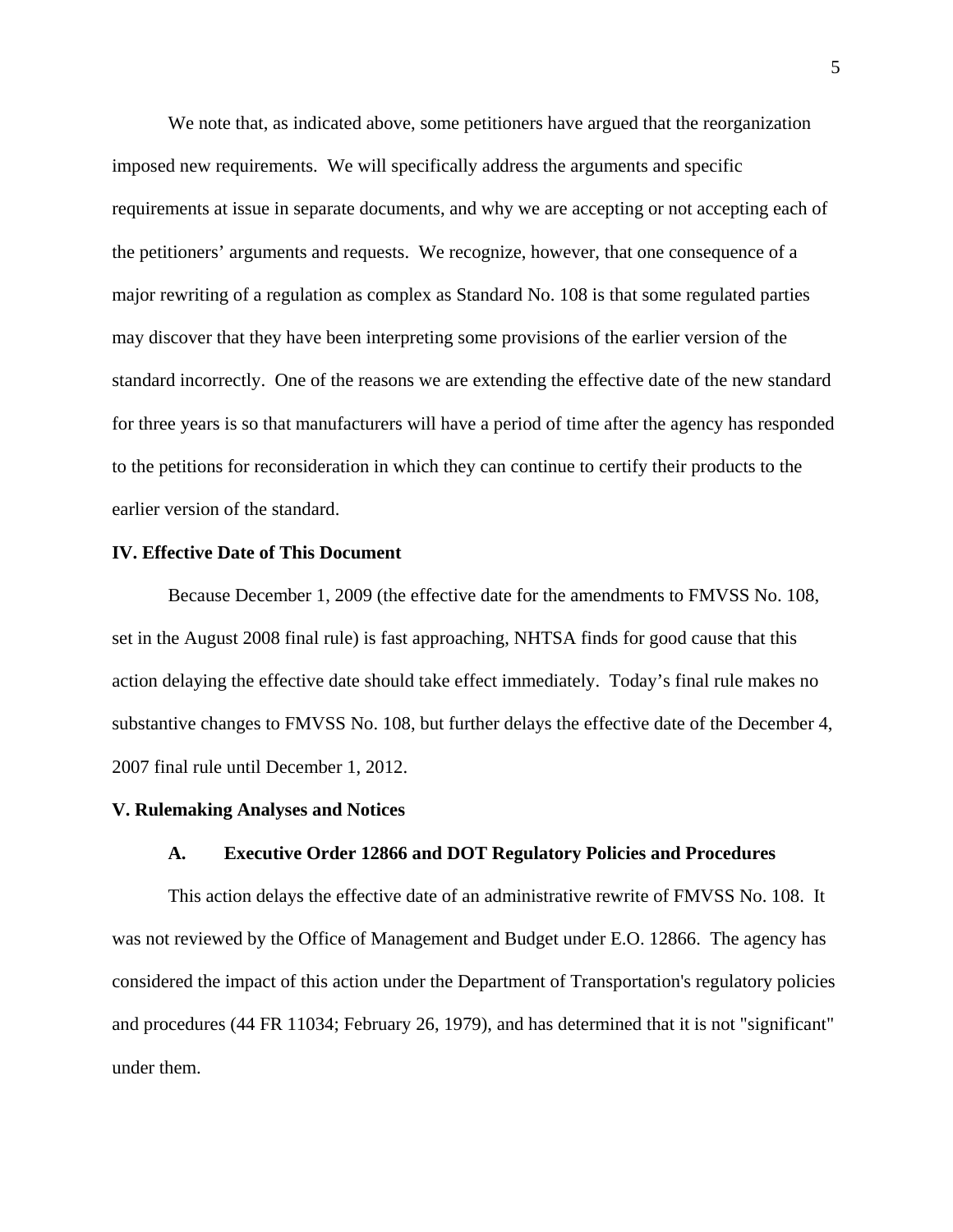We note that, as indicated above, some petitioners have argued that the reorganization imposed new requirements. We will specifically address the arguments and specific requirements at issue in separate documents, and why we are accepting or not accepting each of the petitioners' arguments and requests. We recognize, however, that one consequence of a major rewriting of a regulation as complex as Standard No. 108 is that some regulated parties may discover that they have been interpreting some provisions of the earlier version of the standard incorrectly. One of the reasons we are extending the effective date of the new standard for three years is so that manufacturers will have a period of time after the agency has responded to the petitions for reconsideration in which they can continue to certify their products to the earlier version of the standard.

## IV. Effective Date of This Document

Because December 1, 2009 (the effective date for the amendments to FMVSS No. 108, set in the August 2008 final rule) is fast approaching, NHTSA finds for good cause that this action delaying the effective date should take effect immediately. Today's final rule makes no substantive changes to FMVSS No. 108, but further delays the effective date of the December 4, 2007 final rule until December 1, 2012.

## V. Rulemaking Analyses and Notices

### A. Executive Order 12866 and DOT Regulatory Policies and Procedures

This action delays the effective date of an administrative rewrite of FMVSS No. 108. It was not reviewed by the Office of Management and Budget under E.O. 12866. The agency has considered the impact of this action under the Department of Transportation's regulatory policies and procedures (44 FR 11034; February 26, 1979), and has determined that it is not "significant" under them.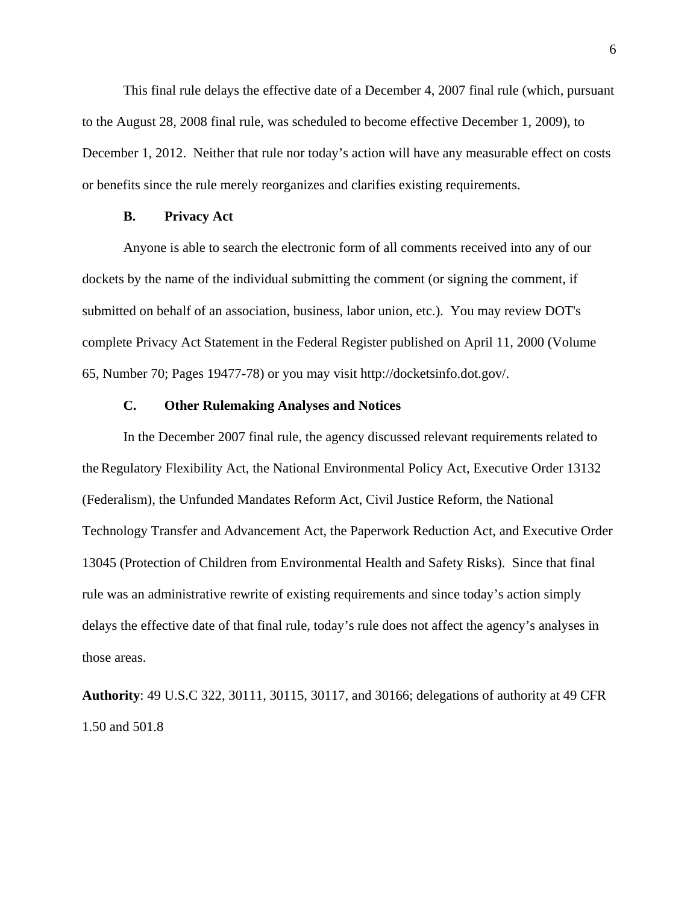This final rule delays the effective date of a December 4, 2007 final rule (which, pursuant to the August 28, 2008 final rule, was scheduled to become effective December 1, 2009), to December 1, 2012. Neither that rule nor today's action will have any measurable effect on costs or benefits since the rule merely reorganizes and clarifies existing requirements.

### B. Privacy Act

Anyone is able to search the electronic form of all comments received into any of our dockets by the name of the individual submitting the comment (or signing the comment, if submitted on behalf of an association, business, labor union, etc.). You may review DOT's complete Privacy Act Statement in the Federal Register published on April 11, 2000 (Volume 65, Number 70; Pages 19477-78) or you may visit http://docketsinfo.dot.gov/.

### C. Other Rulemaking Analyses and Notices

In the December 2007 final rule, the agency discussed relevant requirements related to the Regulatory Flexibility Act, the National Environmental Policy Act, Executive Order 13132 (Federalism), the Unfunded Mandates Reform Act, Civil Justice Reform, the National Technology Transfer and Advancement Act, the Paperwork Reduction Act, and Executive Order 13045 (Protection of Children from Environmental Health and Safety Risks). Since that final rule was an administrative rewrite of existing requirements and since today's action simply delays the effective date of that final rule, today's rule does not affect the agency's analyses in those areas.

**Authority**: 49 U.S.C 322, 30111, 30115, 30117, and 30166; delegations of authority at 49 CFR 1.50 and 501.8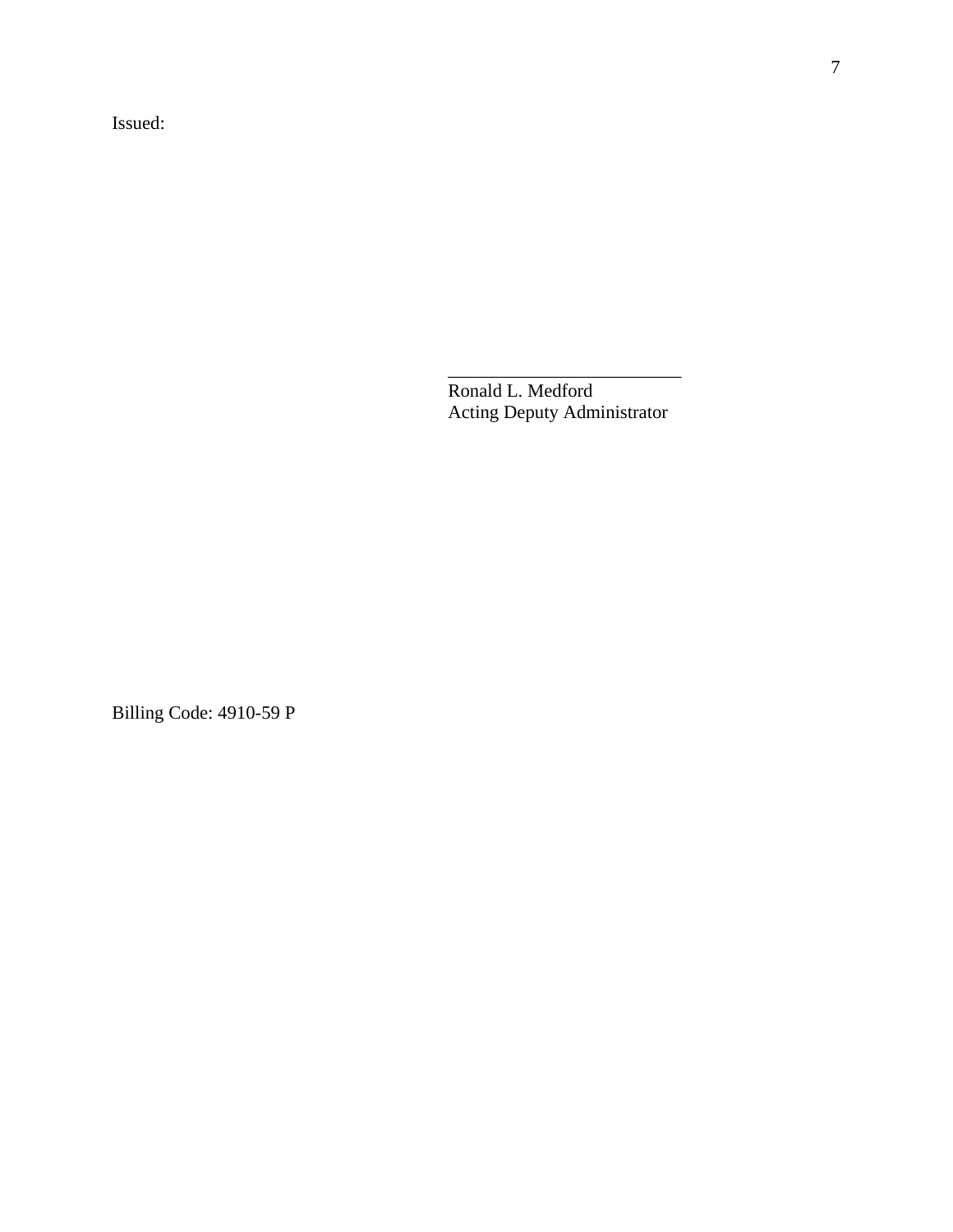Issued:

\_\_\_\_\_\_\_\_\_\_\_\_\_\_\_\_\_\_\_\_\_\_\_\_\_

Ronald L. Medford
Acting Deputy Administrator

Billing Code: 4910-59 P